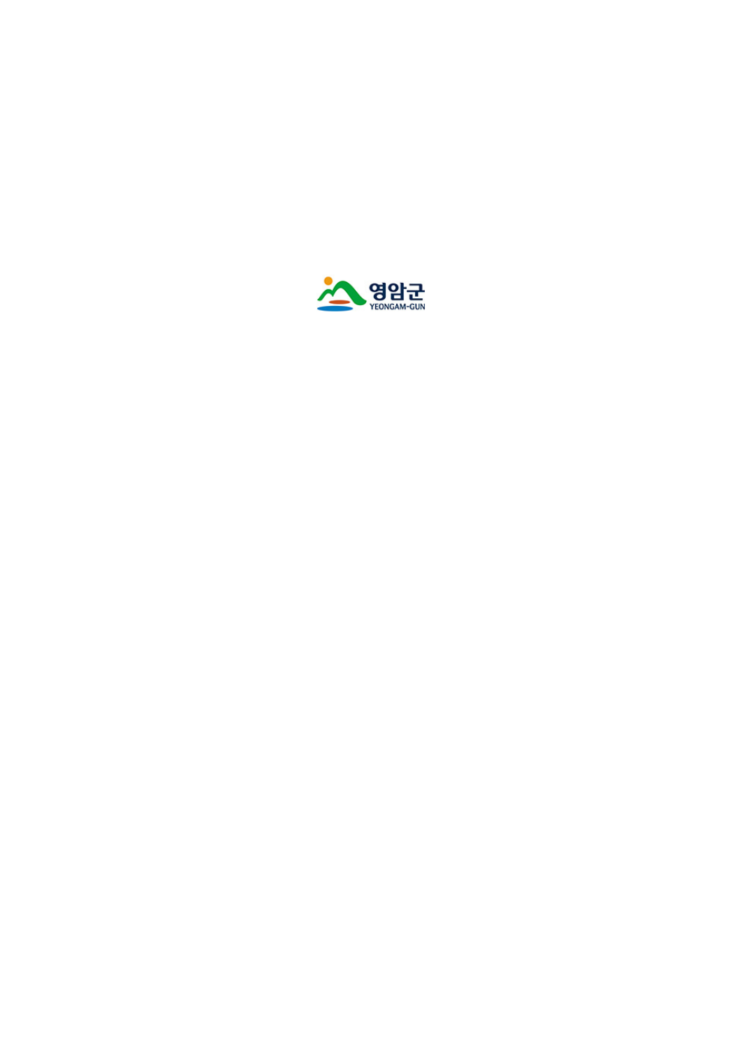영암군

YEONGAM-GUN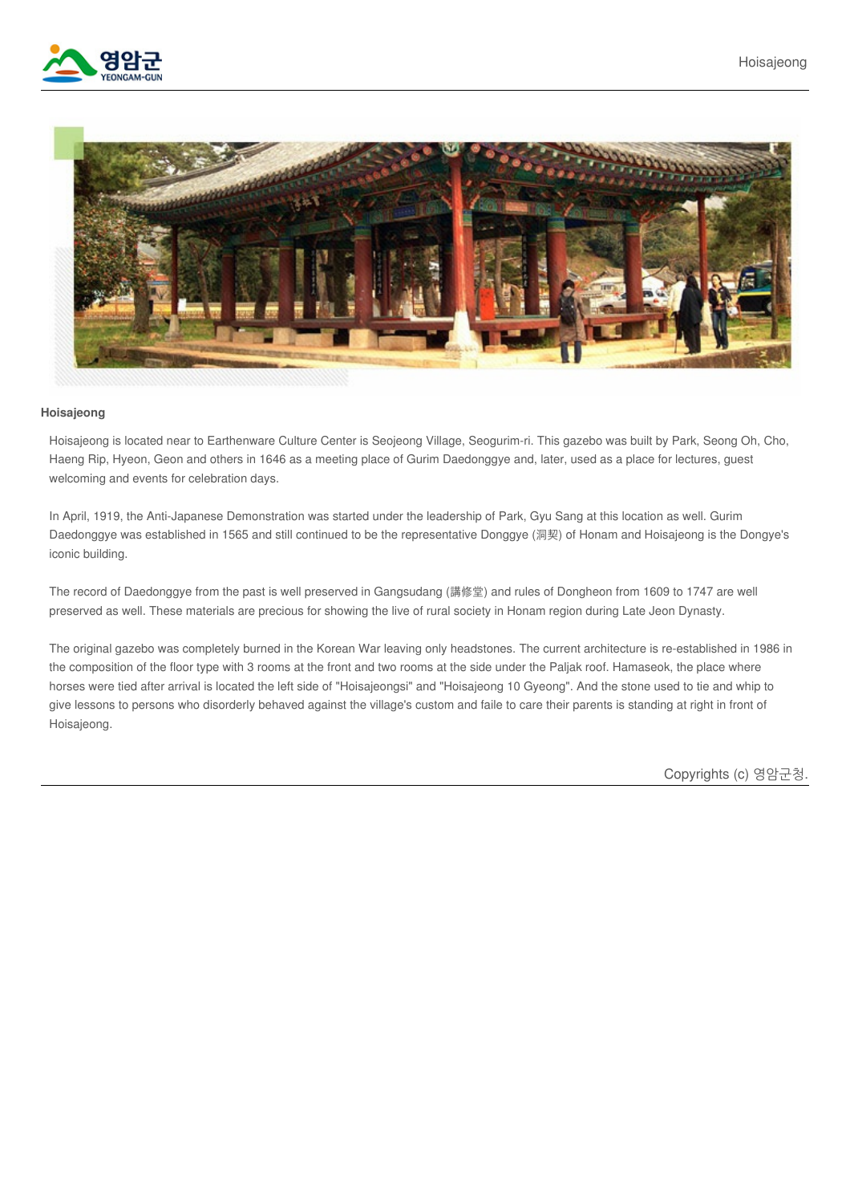## Hoisajeong

Hoisajeong is located near to Earthenware Culture Center is Seojeong Village, Seogurim-ri. This gazebo was built by Park, Seong Oh, Cho, Haeng Rip, Hyeon, Geon and others in 1646 as a meeting place of Gurim Daedonggye and, later, used as a place for lectures, guest welcoming and events for celebration days.

In April, 1919, the Anti-Japanese Demonstration was started under the leadership of Park, Gyu Sang at this location as well. Gurim Daedonggye was established in 1565 and still continued to be the representative Donggye (洞契) of Honam and Hoisajeong is the Dongye's iconic building.

The record of Daedonggye from the past is well preserved in Gangsudang (講修堂) and rules of Dongheon from 1609 to 1747 are well preserved as well. These materials are precious for showing the live of rural society in Honam region during Late Jeon Dynasty.

The original gazebo was completely burned in the Korean War leaving only headstones. The current architecture is re-established in 1986 in the composition of the floor type with 3 rooms at the front and two rooms at the side under the Paljak roof. Hamaseok, the place where horses were tied after arrival is located the left side of "Hoisajeongsi" and "Hoisajeong 10 Gyeong". And the stone used to tie and whip to give lessons to persons who disorderly behaved against the village's custom and faile to care their parents is standing at right in front of Hoisajeong.

Copyrights (c) 영암군청.